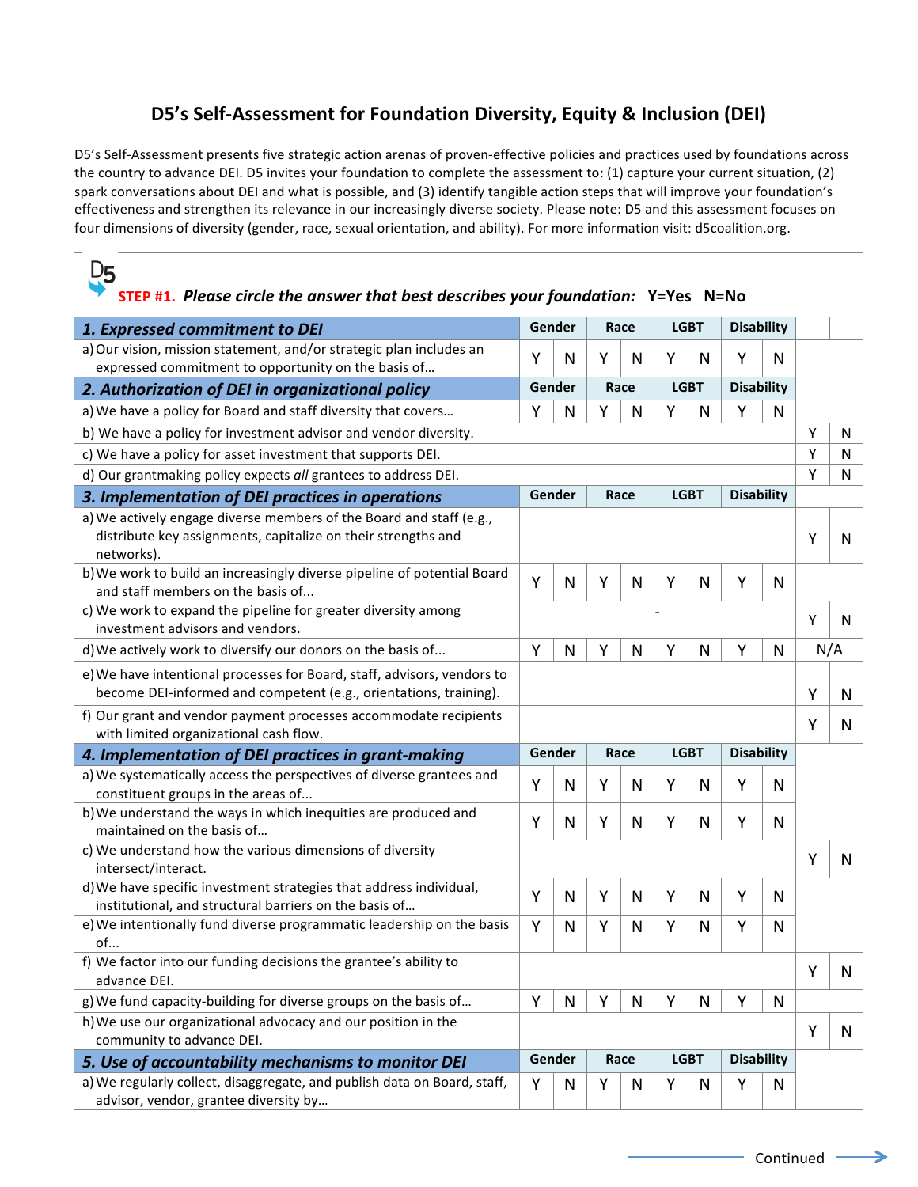# D5's Self-Assessment for Foundation Diversity, Equity & Inclusion (DEI)

D5's Self-Assessment presents five strategic action arenas of proven-effective policies and practices used by foundations across the country to advance DEI. D5 invites your foundation to complete the assessment to: (1) capture your current situation, (2) spark conversations about DEI and what is possible, and (3) identify tangible action steps that will improve your foundation's effectiveness and strengthen its relevance in our increasingly diverse society. Please note: D5 and this assessment focuses on four dimensions of diversity (gender, race, sexual orientation, and ability). For more information visit: d5coalition.org.

D5

**STEP #1.** ***Please circle the answer that best describes your foundation:*** **Y=Yes N=No**

| | Gender | | Race | | LGBT | | Disability | | | |
|---|---|---|---|---|---|---|---|---|---|---|
| ***1. Expressed commitment to DEI*** | | | | | | | | | | |
| a) Our vision, mission statement, and/or strategic plan includes an expressed commitment to opportunity on the basis of… | Y | N | Y | N | Y | N | Y | N | | |
| ***2. Authorization of DEI in organizational policy*** | **Gender** | | **Race** | | **LGBT** | | **Disability** | | | |
| a) We have a policy for Board and staff diversity that covers… | Y | N | Y | N | Y | N | Y | N | | |
| b) We have a policy for investment advisor and vendor diversity. | | | | | | | | | Y | N |
| c) We have a policy for asset investment that supports DEI. | | | | | | | | | Y | N |
| d) Our grantmaking policy expects *all* grantees to address DEI. | | | | | | | | | Y | N |
| ***3. Implementation of DEI practices in operations*** | **Gender** | | **Race** | | **LGBT** | | **Disability** | | | |
| a) We actively engage diverse members of the Board and staff (e.g., distribute key assignments, capitalize on their strengths and networks). | | | | | | | | | Y | N |
| b) We work to build an increasingly diverse pipeline of potential Board and staff members on the basis of... | Y | N | Y | N | Y | N | Y | N | | |
| c) We work to expand the pipeline for greater diversity among investment advisors and vendors. | | | | - | | | | | Y | N |
| d) We actively work to diversify our donors on the basis of... | Y | N | Y | N | Y | N | Y | N | N/A | |
| e) We have intentional processes for Board, staff, advisors, vendors to become DEI-informed and competent (e.g., orientations, training). | | | | | | | | | Y | N |
| f) Our grant and vendor payment processes accommodate recipients with limited organizational cash flow. | | | | | | | | | Y | N |
| ***4. Implementation of DEI practices in grant-making*** | **Gender** | | **Race** | | **LGBT** | | **Disability** | | | |
| a) We systematically access the perspectives of diverse grantees and constituent groups in the areas of... | Y | N | Y | N | Y | N | Y | N | | |
| b) We understand the ways in which inequities are produced and maintained on the basis of… | Y | N | Y | N | Y | N | Y | N | | |
| c) We understand how the various dimensions of diversity intersect/interact. | | | | | | | | | Y | N |
| d) We have specific investment strategies that address individual, institutional, and structural barriers on the basis of… | Y | N | Y | N | Y | N | Y | N | | |
| e) We intentionally fund diverse programmatic leadership on the basis of... | Y | N | Y | N | Y | N | Y | N | | |
| f) We factor into our funding decisions the grantee's ability to advance DEI. | | | | | | | | | Y | N |
| g) We fund capacity-building for diverse groups on the basis of… | Y | N | Y | N | Y | N | Y | N | | |
| h) We use our organizational advocacy and our position in the community to advance DEI. | | | | | | | | | Y | N |
| ***5. Use of accountability mechanisms to monitor DEI*** | **Gender** | | **Race** | | **LGBT** | | **Disability** | | | |
| a) We regularly collect, disaggregate, and publish data on Board, staff, advisor, vendor, grantee diversity by… | Y | N | Y | N | Y | N | Y | N | | |

Continued →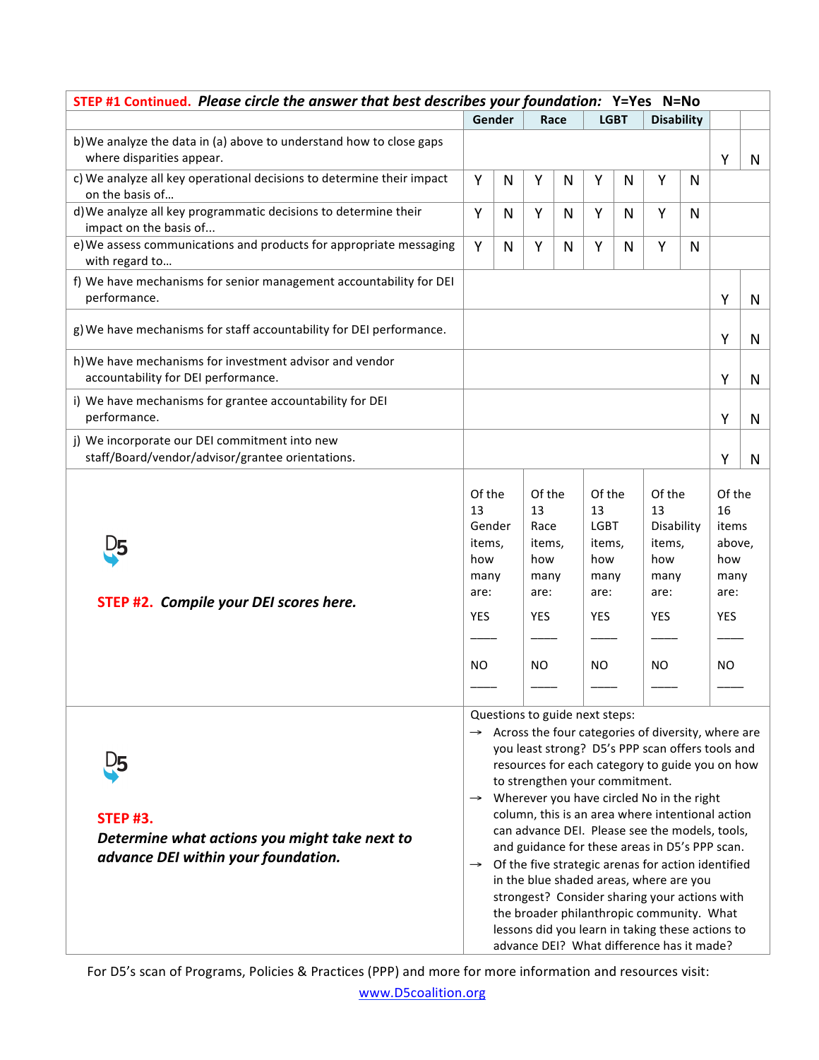| STEP #1 Continued. *Please circle the answer that best describes your foundation:* Y=Yes N=No | Gender | | Race | | LGBT | | Disability | | | |
|---|---|---|---|---|---|---|---|---|---|---|
| b) We analyze the data in (a) above to understand how to close gaps where disparities appear. | | | | | | | | | Y | N |
| c) We analyze all key operational decisions to determine their impact on the basis of… | Y | N | Y | N | Y | N | Y | N | | |
| d) We analyze all key programmatic decisions to determine their impact on the basis of... | Y | N | Y | N | Y | N | Y | N | | |
| e) We assess communications and products for appropriate messaging with regard to… | Y | N | Y | N | Y | N | Y | N | | |
| f) We have mechanisms for senior management accountability for DEI performance. | | | | | | | | | Y | N |
| g) We have mechanisms for staff accountability for DEI performance. | | | | | | | | | Y | N |
| h) We have mechanisms for investment advisor and vendor accountability for DEI performance. | | | | | | | | | Y | N |
| i) We have mechanisms for grantee accountability for DEI performance. | | | | | | | | | Y | N |
| j) We incorporate our DEI commitment into new staff/Board/vendor/advisor/grantee orientations. | | | | | | | | | Y | N |
| D5 **STEP #2.** ***Compile your DEI scores here.*** | Of the 13 Gender items, how many are: YES ____ NO ____ | | Of the 13 Race items, how many are: YES ____ NO ____ | | Of the 13 LGBT items, how many are: YES ____ NO ____ | | Of the 13 Disability items, how many are: YES ____ NO ____ | | Of the 16 items above, how many are: YES ____ NO ____ | |

D5

**STEP #3.**
***Determine what actions you might take next to advance DEI within your foundation.***

Questions to guide next steps:

→ Across the four categories of diversity, where are you least strong? D5's PPP scan offers tools and resources for each category to guide you on how to strengthen your commitment.

→ Wherever you have circled No in the right column, this is an area where intentional action can advance DEI. Please see the models, tools, and guidance for these areas in D5's PPP scan.

→ Of the five strategic arenas for action identified in the blue shaded areas, where are you strongest? Consider sharing your actions with the broader philanthropic community. What lessons did you learn in taking these actions to advance DEI? What difference has it made?

For D5's scan of Programs, Policies & Practices (PPP) and more for more information and resources visit:
www.D5coalition.org